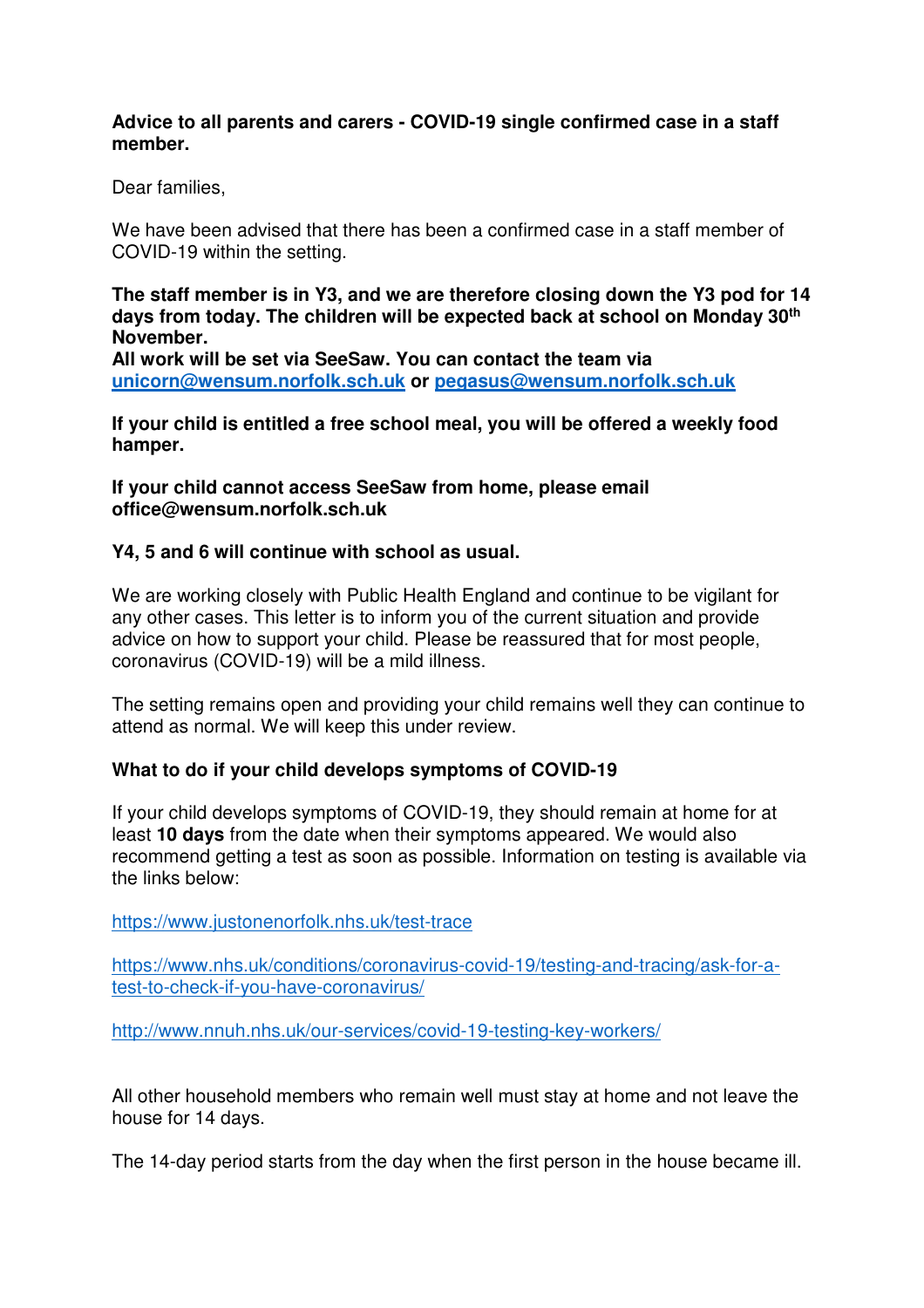**Advice to all parents and carers - COVID-19 single confirmed case in a staff member.**

Dear families,

We have been advised that there has been a confirmed case in a staff member of COVID-19 within the setting.

**The staff member is in Y3, and we are therefore closing down the Y3 pod for 14 days from today. The children will be expected back at school on Monday 30th November.**
**All work will be set via SeeSaw. You can contact the team via [unicorn@wensum.norfolk.sch.uk](mailto:unicorn@wensum.norfolk.sch.uk) or [pegasus@wensum.norfolk.sch.uk](mailto:pegasus@wensum.norfolk.sch.uk)**

**If your child is entitled a free school meal, you will be offered a weekly food hamper.**

**If your child cannot access SeeSaw from home, please email office@wensum.norfolk.sch.uk**

**Y4, 5 and 6 will continue with school as usual.**

We are working closely with Public Health England and continue to be vigilant for any other cases. This letter is to inform you of the current situation and provide advice on how to support your child. Please be reassured that for most people, coronavirus (COVID-19) will be a mild illness.

The setting remains open and providing your child remains well they can continue to attend as normal. We will keep this under review.

**What to do if your child develops symptoms of COVID-19**

If your child develops symptoms of COVID-19, they should remain at home for at least **10 days** from the date when their symptoms appeared. We would also recommend getting a test as soon as possible. Information on testing is available via the links below:

https://www.justonenorfolk.nhs.uk/test-trace

https://www.nhs.uk/conditions/coronavirus-covid-19/testing-and-tracing/ask-for-a-test-to-check-if-you-have-coronavirus/

http://www.nnuh.nhs.uk/our-services/covid-19-testing-key-workers/

All other household members who remain well must stay at home and not leave the house for 14 days.

The 14-day period starts from the day when the first person in the house became ill.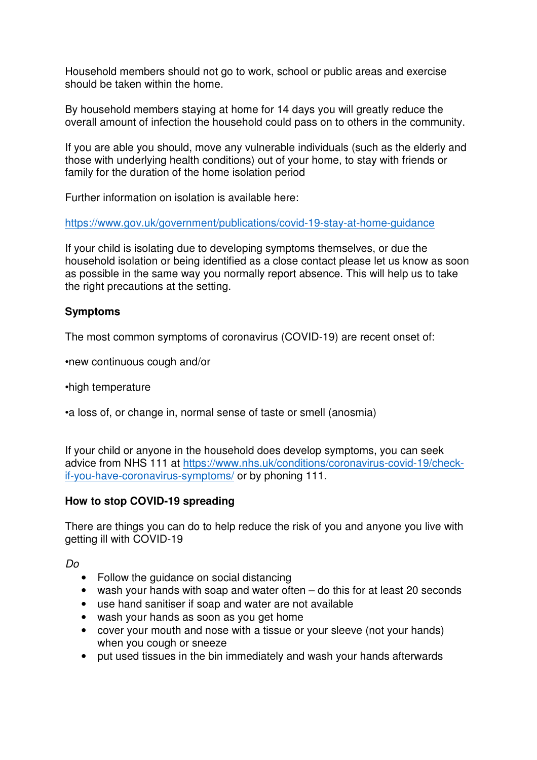Household members should not go to work, school or public areas and exercise should be taken within the home.

By household members staying at home for 14 days you will greatly reduce the overall amount of infection the household could pass on to others in the community.

If you are able you should, move any vulnerable individuals (such as the elderly and those with underlying health conditions) out of your home, to stay with friends or family for the duration of the home isolation period

Further information on isolation is available here:

https://www.gov.uk/government/publications/covid-19-stay-at-home-guidance

If your child is isolating due to developing symptoms themselves, or due the household isolation or being identified as a close contact please let us know as soon as possible in the same way you normally report absence. This will help us to take the right precautions at the setting.

**Symptoms**

The most common symptoms of coronavirus (COVID-19) are recent onset of:

•new continuous cough and/or

•high temperature

•a loss of, or change in, normal sense of taste or smell (anosmia)

If your child or anyone in the household does develop symptoms, you can seek advice from NHS 111 at https://www.nhs.uk/conditions/coronavirus-covid-19/check-if-you-have-coronavirus-symptoms/ or by phoning 111.

**How to stop COVID-19 spreading**

There are things you can do to help reduce the risk of you and anyone you live with getting ill with COVID-19

*Do*

- Follow the guidance on social distancing
- wash your hands with soap and water often – do this for at least 20 seconds
- use hand sanitiser if soap and water are not available
- wash your hands as soon as you get home
- cover your mouth and nose with a tissue or your sleeve (not your hands) when you cough or sneeze
- put used tissues in the bin immediately and wash your hands afterwards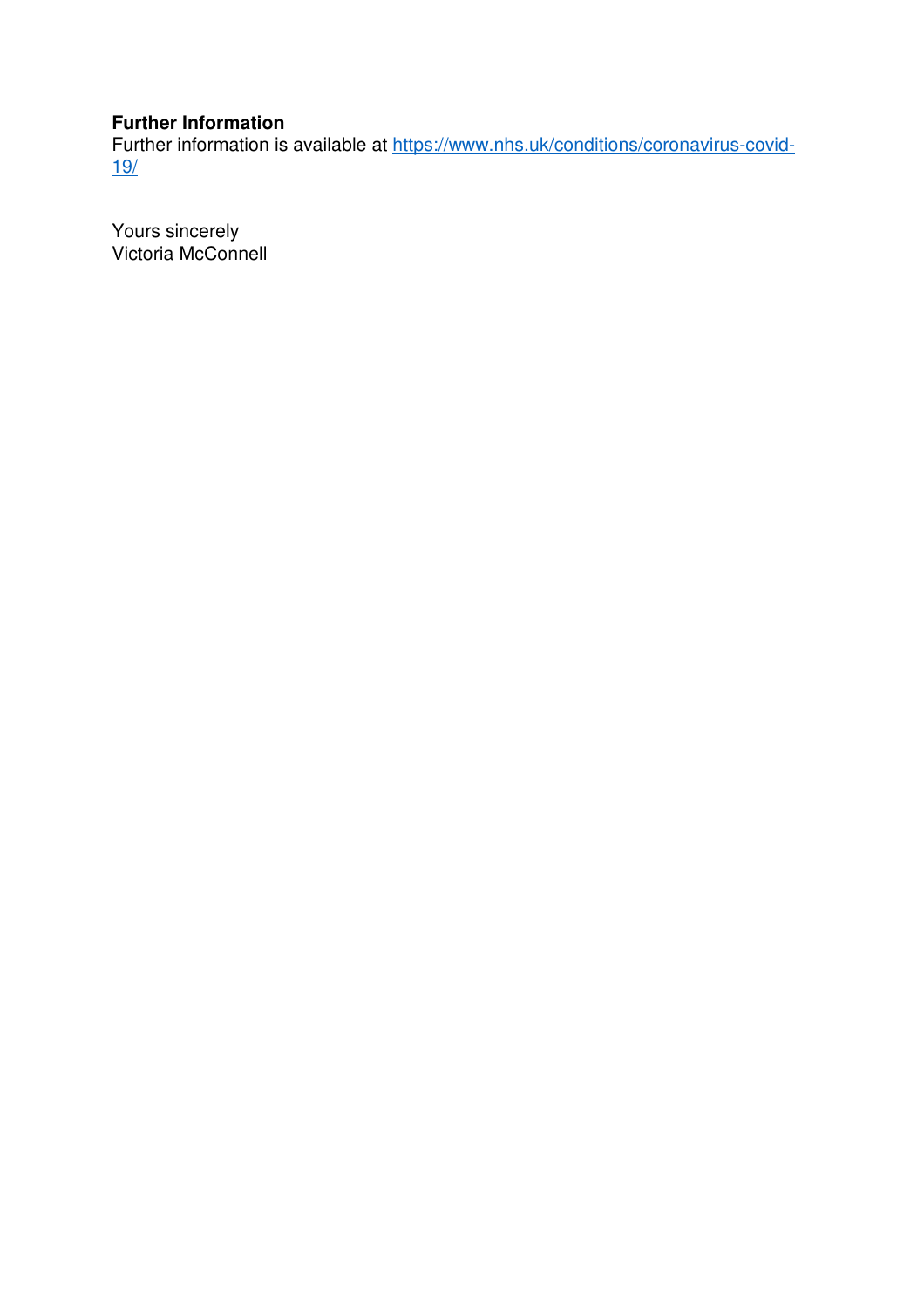**Further Information**
Further information is available at [https://www.nhs.uk/conditions/coronavirus-covid-19/](https://www.nhs.uk/conditions/coronavirus-covid-19/)

Yours sincerely
Victoria McConnell